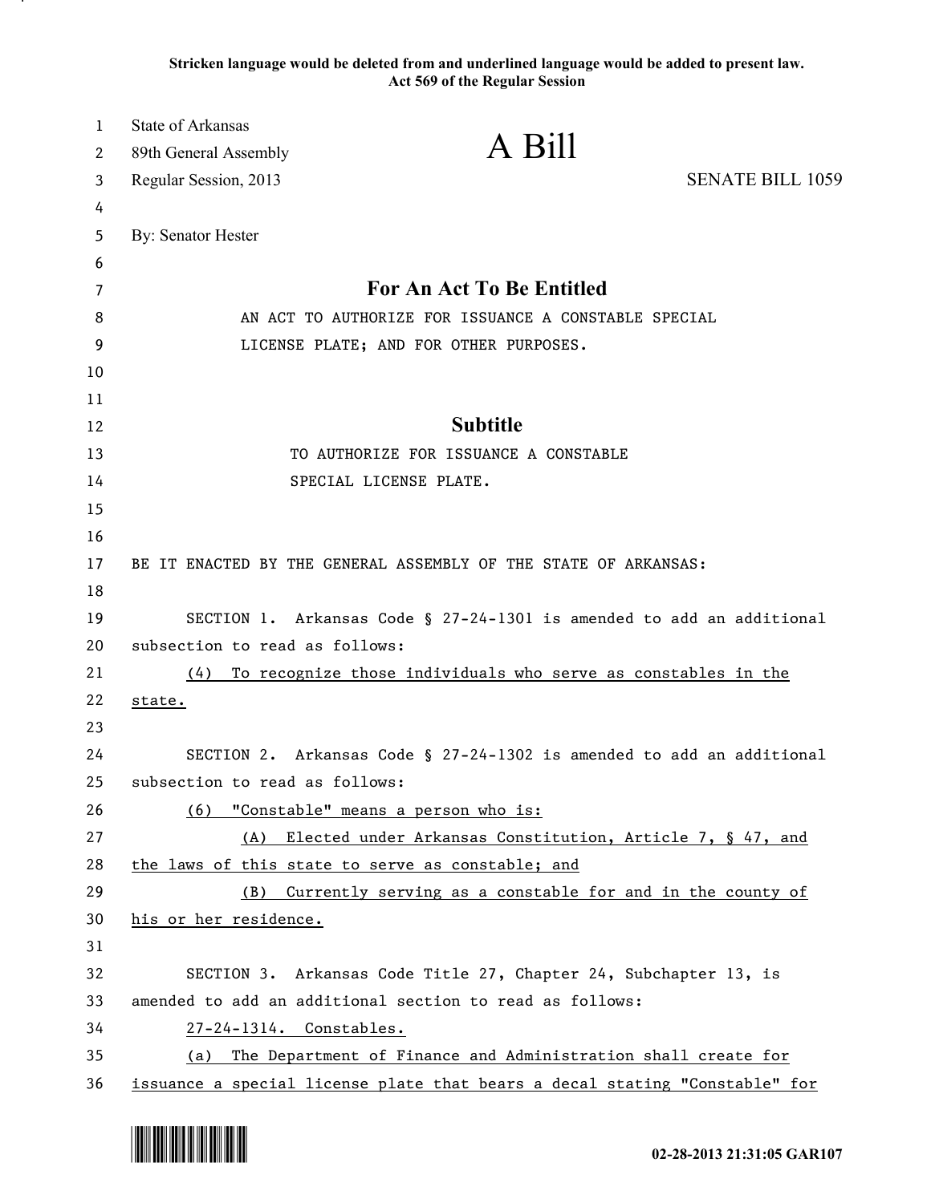**Stricken language would be deleted from and underlined language would be added to present law.**
**Act 569 of the Regular Session**

State of Arkansas
89th General Assembly
Regular Session, 2013

# A Bill

SENATE BILL 1059

By: Senator Hester

## For An Act To Be Entitled

AN ACT TO AUTHORIZE FOR ISSUANCE A CONSTABLE SPECIAL LICENSE PLATE; AND FOR OTHER PURPOSES.

## Subtitle

TO AUTHORIZE FOR ISSUANCE A CONSTABLE SPECIAL LICENSE PLATE.

BE IT ENACTED BY THE GENERAL ASSEMBLY OF THE STATE OF ARKANSAS:

SECTION 1. Arkansas Code § 27-24-1301 is amended to add an additional subsection to read as follows:

(4) To recognize those individuals who serve as constables in the state.

SECTION 2. Arkansas Code § 27-24-1302 is amended to add an additional subsection to read as follows:

(6) "Constable" means a person who is:

(A) Elected under Arkansas Constitution, Article 7, § 47, and the laws of this state to serve as constable; and

(B) Currently serving as a constable for and in the county of his or her residence.

SECTION 3. Arkansas Code Title 27, Chapter 24, Subchapter 13, is amended to add an additional section to read as follows:

27-24-1314. Constables.

(a) The Department of Finance and Administration shall create for issuance a special license plate that bears a decal stating "Constable" for

02-28-2013 21:31:05 GAR107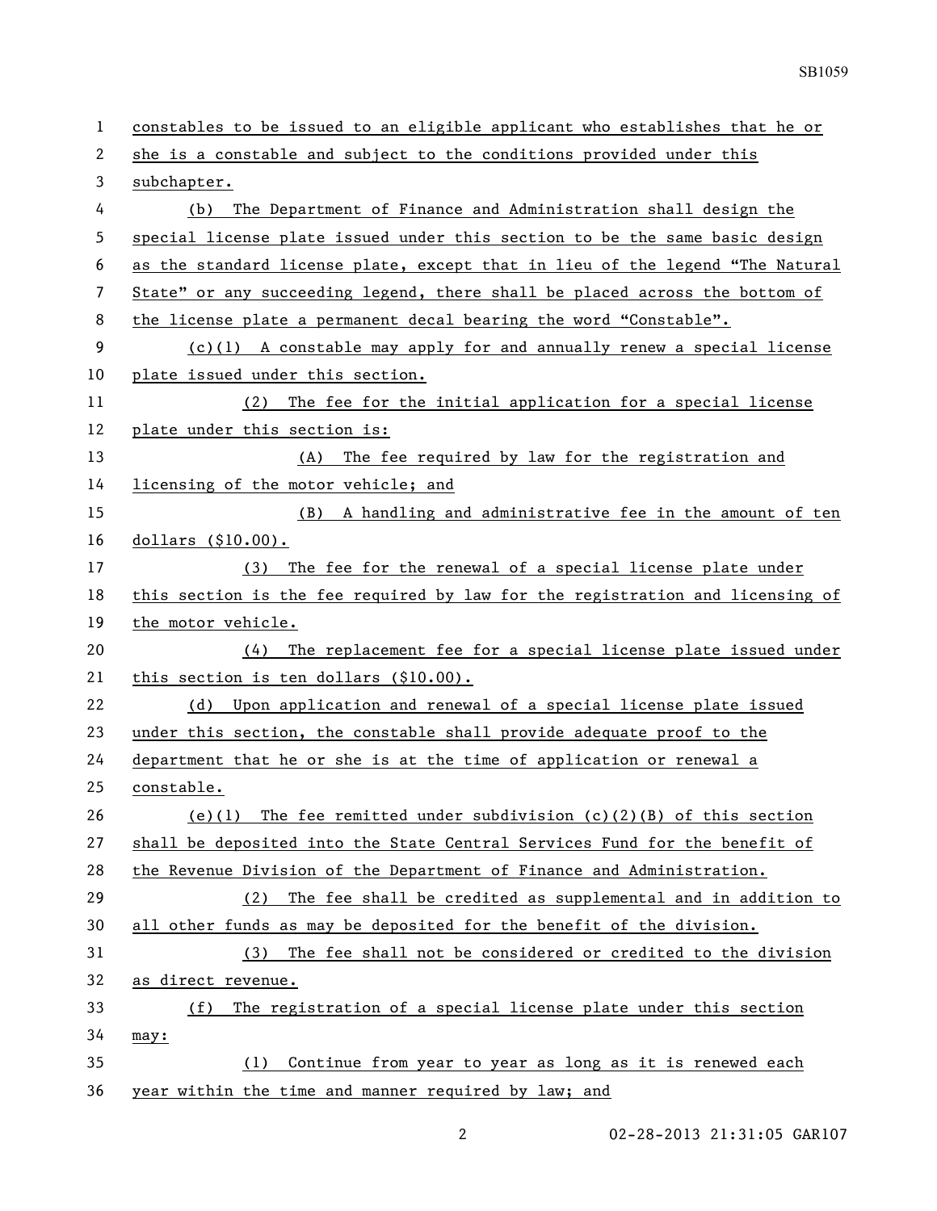constables to be issued to an eligible applicant who establishes that he or she is a constable and subject to the conditions provided under this subchapter.

(b) The Department of Finance and Administration shall design the special license plate issued under this section to be the same basic design as the standard license plate, except that in lieu of the legend "The Natural State" or any succeeding legend, there shall be placed across the bottom of the license plate a permanent decal bearing the word "Constable".

(c)(1) A constable may apply for and annually renew a special license plate issued under this section.

(2) The fee for the initial application for a special license plate under this section is:

(A) The fee required by law for the registration and licensing of the motor vehicle; and

(B) A handling and administrative fee in the amount of ten dollars ($10.00).

(3) The fee for the renewal of a special license plate under this section is the fee required by law for the registration and licensing of the motor vehicle.

(4) The replacement fee for a special license plate issued under this section is ten dollars ($10.00).

(d) Upon application and renewal of a special license plate issued under this section, the constable shall provide adequate proof to the department that he or she is at the time of application or renewal a constable.

(e)(1) The fee remitted under subdivision (c)(2)(B) of this section shall be deposited into the State Central Services Fund for the benefit of the Revenue Division of the Department of Finance and Administration.

(2) The fee shall be credited as supplemental and in addition to all other funds as may be deposited for the benefit of the division.

(3) The fee shall not be considered or credited to the division as direct revenue.

(f) The registration of a special license plate under this section may:

(1) Continue from year to year as long as it is renewed each year within the time and manner required by law; and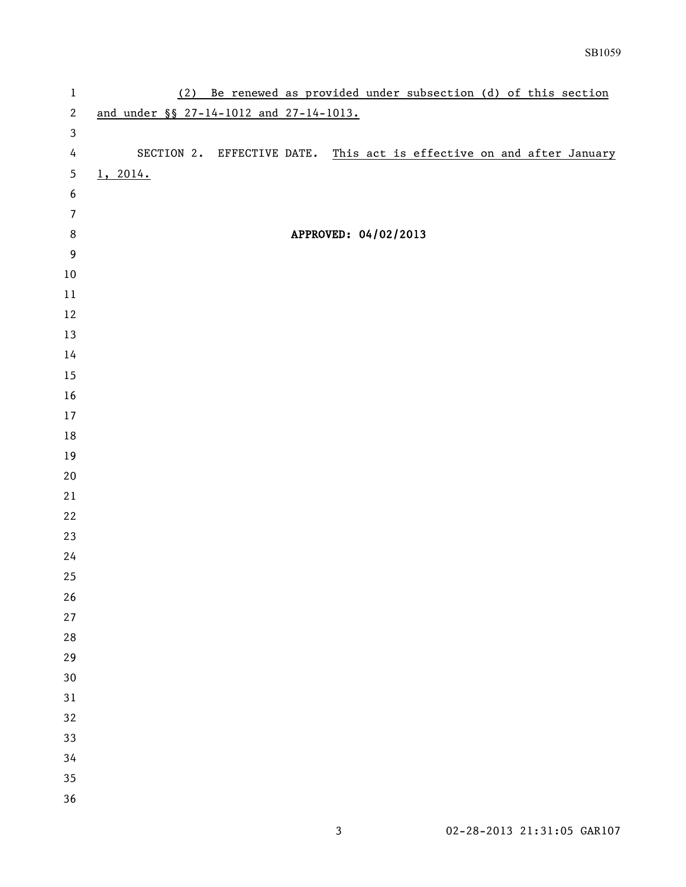(2) Be renewed as provided under subsection (d) of this section and under §§ 27-14-1012 and 27-14-1013.

SECTION 2. EFFECTIVE DATE. This act is effective on and after January 1, 2014.

**APPROVED: 04/02/2013**